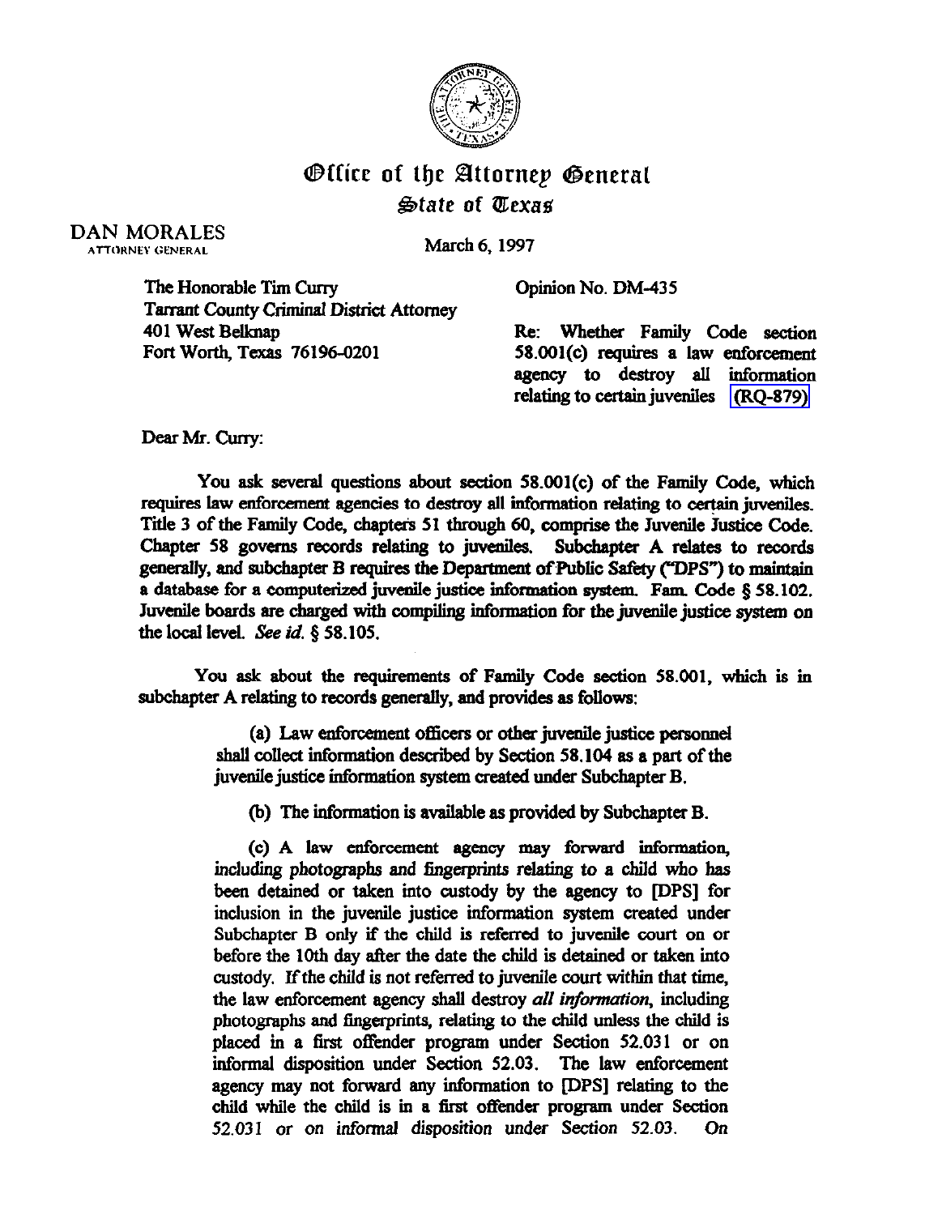# Office of the Attorney General
## State of Texas

DAN MORALES
ATTORNEY GENERAL

March 6, 1997

The Honorable Tim Curry
Tarrant County Criminal District Attorney
401 West Belknap
Fort Worth, Texas 76196-0201

Opinion No. DM-435

Re: Whether Family Code section 58.001(c) requires a law enforcement agency to destroy all information relating to certain juveniles (RQ-879)

Dear Mr. Curry:

You ask several questions about section 58.001(c) of the Family Code, which requires law enforcement agencies to destroy all information relating to certain juveniles. Title 3 of the Family Code, chapters 51 through 60, comprise the Juvenile Justice Code. Chapter 58 governs records relating to juveniles. Subchapter A relates to records generally, and subchapter B requires the Department of Public Safety ("DPS") to maintain a database for a computerized juvenile justice information system. Fam. Code § 58.102. Juvenile boards are charged with compiling information for the juvenile justice system on the local level. *See id.* § 58.105.

You ask about the requirements of Family Code section 58.001, which is in subchapter A relating to records generally, and provides as follows:

> (a) Law enforcement officers or other juvenile justice personnel shall collect information described by Section 58.104 as a part of the juvenile justice information system created under Subchapter B.
>
> (b) The information is available as provided by Subchapter B.
>
> (c) A law enforcement agency may forward information, including photographs and fingerprints relating to a child who has been detained or taken into custody by the agency to [DPS] for inclusion in the juvenile justice information system created under Subchapter B only if the child is referred to juvenile court on or before the 10th day after the date the child is detained or taken into custody. If the child is not referred to juvenile court within that time, the law enforcement agency shall destroy *all information*, including photographs and fingerprints, relating to the child unless the child is placed in a first offender program under Section 52.031 or on informal disposition under Section 52.03. The law enforcement agency may not forward any information to [DPS] relating to the child while the child is in a first offender program under Section 52.031 or on informal disposition under Section 52.03. On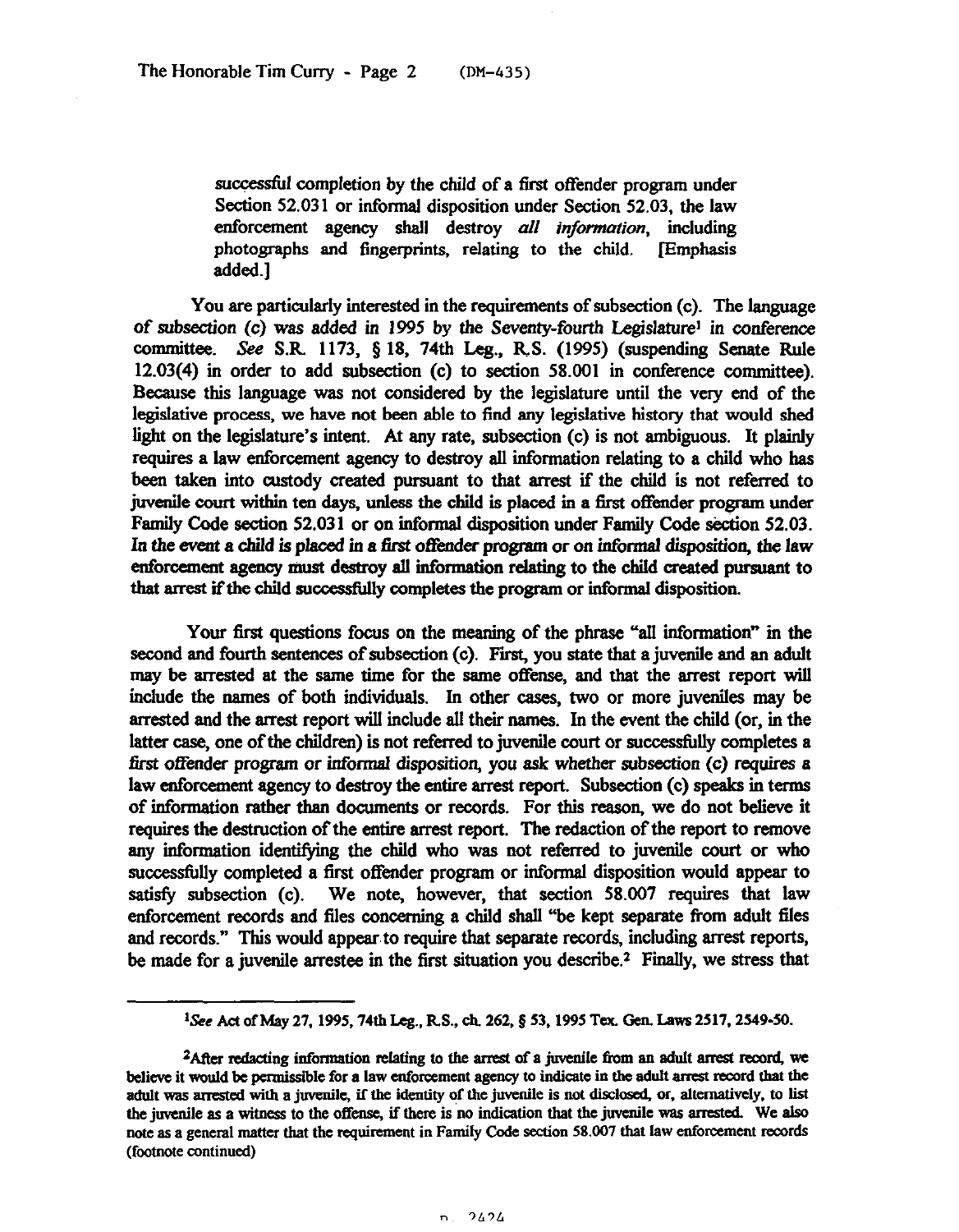> successful completion by the child of a first offender program under Section 52.031 or informal disposition under Section 52.03, the law enforcement agency shall destroy *all information*, including photographs and fingerprints, relating to the child. [Emphasis added.]

You are particularly interested in the requirements of subsection (c). The language of subsection (c) was added in 1995 by the Seventy-fourth Legislature[1] in conference committee. *See* S.R. 1173, § 18, 74th Leg., R.S. (1995) (suspending Senate Rule 12.03(4) in order to add subsection (c) to section 58.001 in conference committee). Because this language was not considered by the legislature until the very end of the legislative process, we have not been able to find any legislative history that would shed light on the legislature's intent. At any rate, subsection (c) is not ambiguous. It plainly requires a law enforcement agency to destroy all information relating to a child who has been taken into custody created pursuant to that arrest if the child is not referred to juvenile court within ten days, unless the child is placed in a first offender program under Family Code section 52.031 or on informal disposition under Family Code section 52.03. *In the event a child is placed in a first offender program or on informal disposition, the law enforcement agency must destroy all information relating to the child created pursuant to that arrest if the child successfully completes the program or informal disposition.*

Your first questions focus on the meaning of the phrase "all information" in the second and fourth sentences of subsection (c). First, you state that a juvenile and an adult may be arrested at the same time for the same offense, and that the arrest report will include the names of both individuals. In other cases, two or more juveniles may be arrested and the arrest report will include all their names. In the event the child (or, in the latter case, one of the children) is not referred to juvenile court or successfully completes a first offender program or informal disposition, you ask whether subsection (c) requires a law enforcement agency to destroy the entire arrest report. Subsection (c) speaks in terms of information rather than documents or records. For this reason, we do not believe it requires the destruction of the entire arrest report. The redaction of the report to remove any information identifying the child who was not referred to juvenile court or who successfully completed a first offender program or informal disposition would appear to satisfy subsection (c). We note, however, that section 58.007 requires that law enforcement records and files concerning a child shall "be kept separate from adult files and records." This would appear to require that separate records, including arrest reports, be made for a juvenile arrestee in the first situation you describe.[2] Finally, we stress that

---

[1] *See* Act of May 27, 1995, 74th Leg., R.S., ch. 262, § 53, 1995 Tex. Gen. Laws 2517, 2549-50.

[2] After redacting information relating to the arrest of a juvenile from an adult arrest record, we believe it would be permissible for a law enforcement agency to indicate in the adult arrest record that the adult was arrested with a juvenile, if the identity of the juvenile is not disclosed, or, alternatively, to list the juvenile as a witness to the offense, if there is no indication that the juvenile was arrested. We also note as a general matter that the requirement in Family Code section 58.007 that law enforcement records (footnote continued)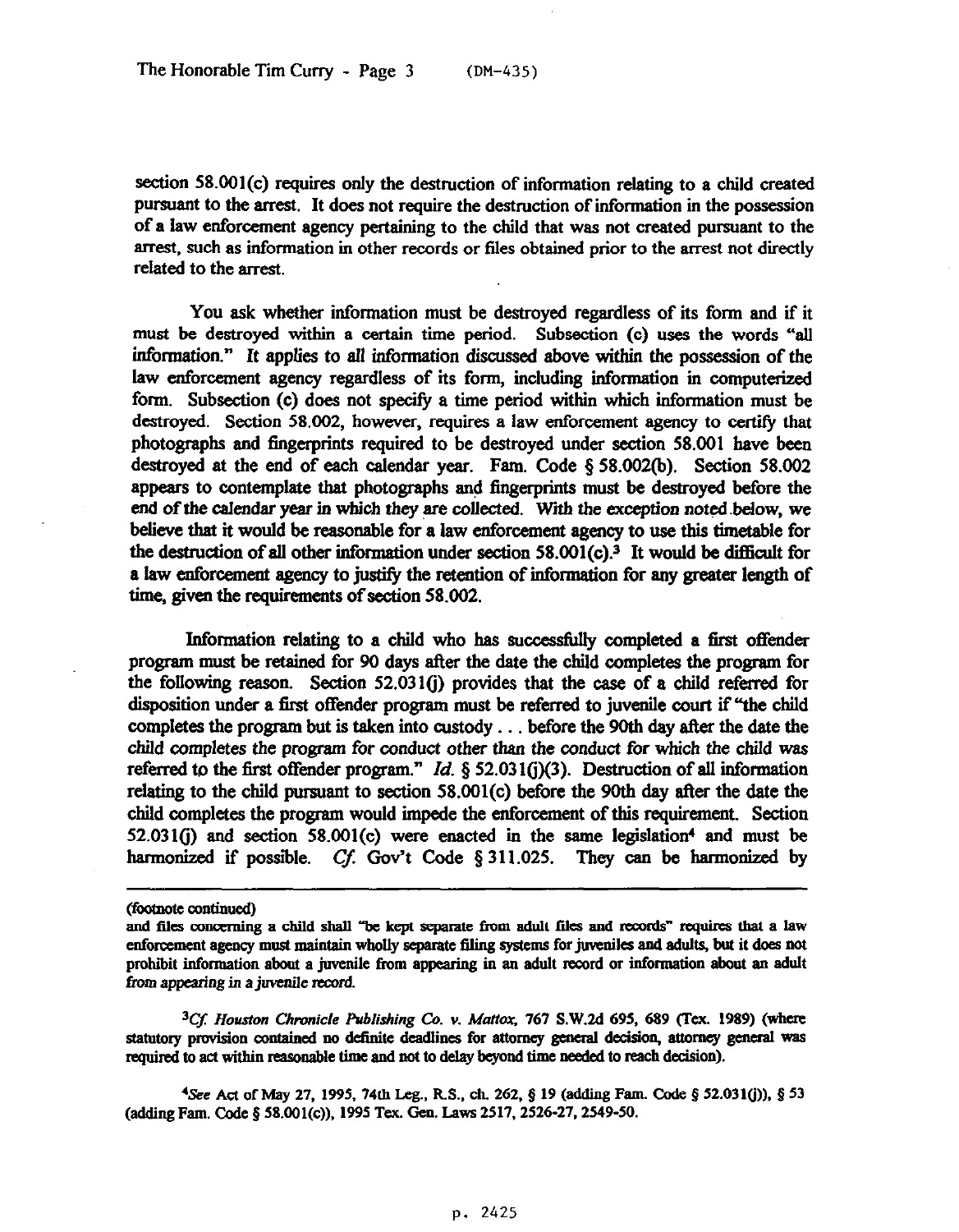section 58.001(c) requires only the destruction of information relating to a child created pursuant to the arrest. It does not require the destruction of information in the possession of a law enforcement agency pertaining to the child that was not created pursuant to the arrest, such as information in other records or files obtained prior to the arrest not directly related to the arrest.

You ask whether information must be destroyed regardless of its form and if it must be destroyed within a certain time period. Subsection (c) uses the words "all information." It applies to all information discussed above within the possession of the law enforcement agency regardless of its form, including information in computerized form. Subsection (c) does not specify a time period within which information must be destroyed. Section 58.002, however, requires a law enforcement agency to certify that photographs and fingerprints required to be destroyed under section 58.001 have been destroyed at the end of each calendar year. Fam. Code § 58.002(b). Section 58.002 appears to contemplate that photographs and fingerprints must be destroyed before the end of the calendar year in which they are collected. With the exception noted below, we believe that it would be reasonable for a law enforcement agency to use this timetable for the destruction of all other information under section 58.001(c).[3] It would be difficult for a law enforcement agency to justify the retention of information for any greater length of time, given the requirements of section 58.002.

Information relating to a child who has successfully completed a first offender program must be retained for 90 days after the date the child completes the program for the following reason. Section 52.031(j) provides that the case of a child referred for disposition under a first offender program must be referred to juvenile court if "the child completes the program but is taken into custody . . . before the 90th day after the date the child completes the program for conduct other than the conduct for which the child was referred to the first offender program." *Id.* § 52.031(j)(3). Destruction of all information relating to the child pursuant to section 58.001(c) before the 90th day after the date the child completes the program would impede the enforcement of this requirement. Section 52.031(j) and section 58.001(c) were enacted in the same legislation[4] and must be harmonized if possible. *Cf.* Gov't Code § 311.025. They can be harmonized by

---

(footnote continued)

and files concerning a child shall "be kept separate from adult files and records" requires that a law enforcement agency must maintain wholly separate filing systems for juveniles and adults, but it does not prohibit information about a juvenile from appearing in an adult record or information about an adult from appearing in a juvenile record.

[3] *Cf. Houston Chronicle Publishing Co. v. Mattox*, 767 S.W.2d 695, 689 (Tex. 1989) (where statutory provision contained no definite deadlines for attorney general decision, attorney general was required to act within reasonable time and not to delay beyond time needed to reach decision).

[4] *See* Act of May 27, 1995, 74th Leg., R.S., ch. 262, § 19 (adding Fam. Code § 52.031(j)), § 53 (adding Fam. Code § 58.001(c)), 1995 Tex. Gen. Laws 2517, 2526-27, 2549-50.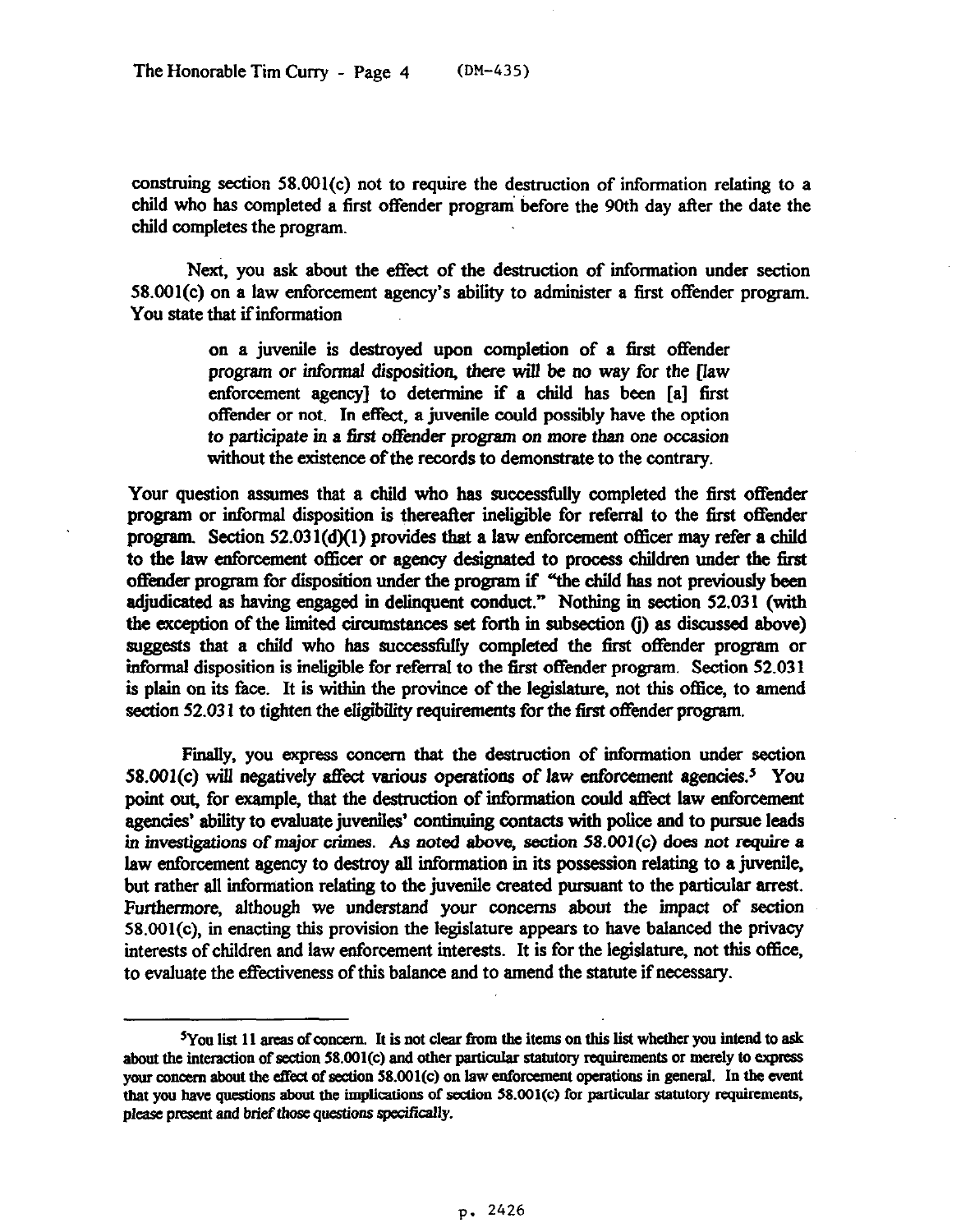construing section 58.001(c) not to require the destruction of information relating to a child who has completed a first offender program before the 90th day after the date the child completes the program.

Next, you ask about the effect of the destruction of information under section 58.001(c) on a law enforcement agency's ability to administer a first offender program. You state that if information

> on a juvenile is destroyed upon completion of a first offender program or informal disposition, there will be no way for the [law enforcement agency] to determine if a child has been [a] first offender or not. In effect, a juvenile could possibly have the option to participate in a first offender program on more than one occasion without the existence of the records to demonstrate to the contrary.

Your question assumes that a child who has successfully completed the first offender program or informal disposition is thereafter ineligible for referral to the first offender program. Section 52.031(d)(1) provides that a law enforcement officer may refer a child to the law enforcement officer or agency designated to process children under the first offender program for disposition under the program if "the child has not previously been adjudicated as having engaged in delinquent conduct." Nothing in section 52.031 (with the exception of the limited circumstances set forth in subsection (j) as discussed above) suggests that a child who has successfully completed the first offender program or informal disposition is ineligible for referral to the first offender program. Section 52.031 is plain on its face. It is within the province of the legislature, not this office, to amend section 52.031 to tighten the eligibility requirements for the first offender program.

Finally, you express concern that the destruction of information under section 58.001(c) will negatively affect various operations of law enforcement agencies.[5] You point out, for example, that the destruction of information could affect law enforcement agencies' ability to evaluate juveniles' continuing contacts with police and to pursue leads in investigations of major crimes. As noted above, section 58.001(c) does not require a law enforcement agency to destroy all information in its possession relating to a juvenile, but rather all information relating to the juvenile created pursuant to the particular arrest. Furthermore, although we understand your concerns about the impact of section 58.001(c), in enacting this provision the legislature appears to have balanced the privacy interests of children and law enforcement interests. It is for the legislature, not this office, to evaluate the effectiveness of this balance and to amend the statute if necessary.

---

[5] You list 11 areas of concern. It is not clear from the items on this list whether you intend to ask about the interaction of section 58.001(c) and other particular statutory requirements or merely to express your concern about the effect of section 58.001(c) on law enforcement operations in general. In the event that you have questions about the implications of section 58.001(c) for particular statutory requirements, please present and brief those questions specifically.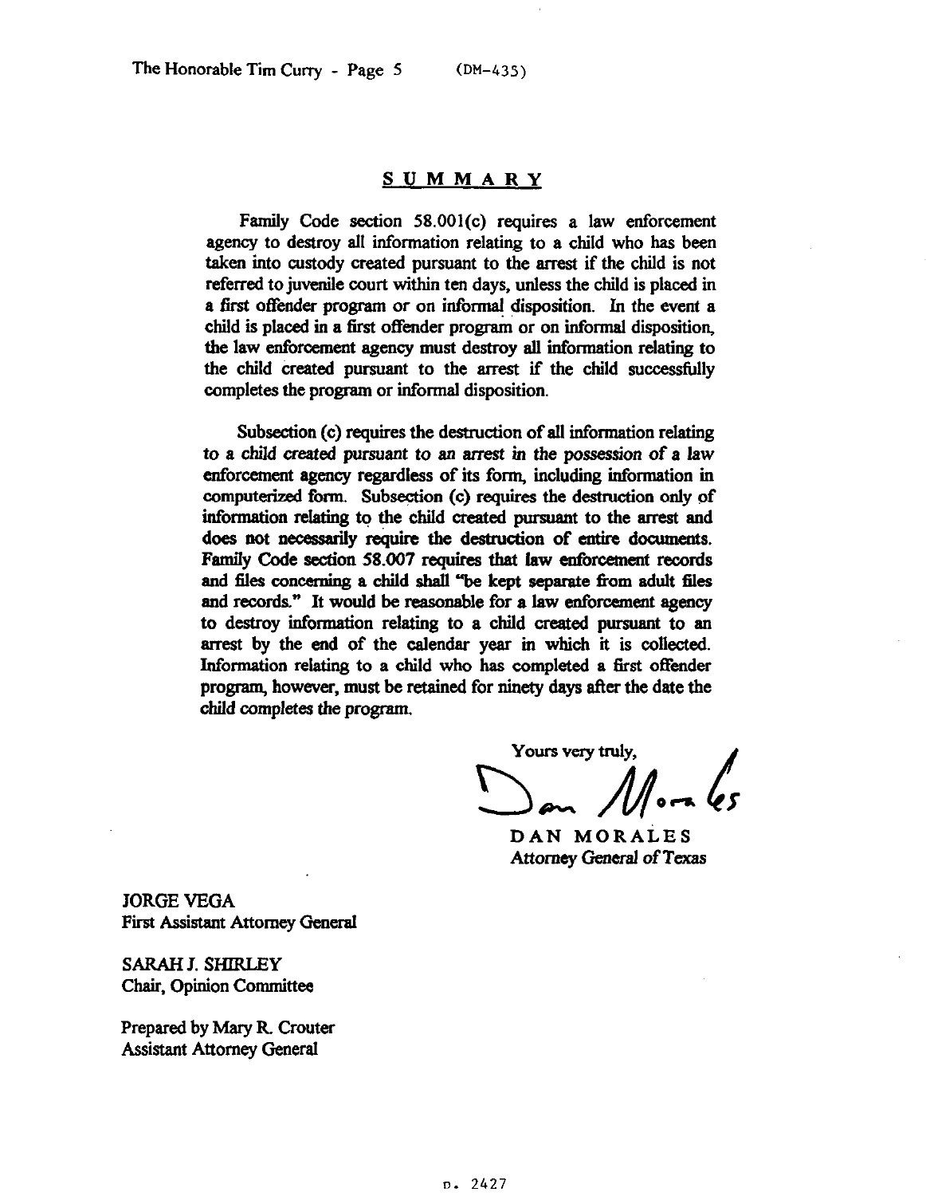## SUMMARY

Family Code section 58.001(c) requires a law enforcement agency to destroy all information relating to a child who has been taken into custody created pursuant to the arrest if the child is not referred to juvenile court within ten days, unless the child is placed in a first offender program or on informal disposition. In the event a child is placed in a first offender program or on informal disposition, the law enforcement agency must destroy all information relating to the child created pursuant to the arrest if the child successfully completes the program or informal disposition.

Subsection (c) requires the destruction of all information relating to a child created pursuant to an arrest in the possession of a law enforcement agency regardless of its form, including information in computerized form. Subsection (c) requires the destruction only of information relating to the child created pursuant to the arrest and does not necessarily require the destruction of entire documents. Family Code section 58.007 requires that law enforcement records and files concerning a child shall "be kept separate from adult files and records." It would be reasonable for a law enforcement agency to destroy information relating to a child created pursuant to an arrest by the end of the calendar year in which it is collected. Information relating to a child who has completed a first offender program, however, must be retained for ninety days after the date the child completes the program.

Yours very truly,

DAN MORALES
Attorney General of Texas

JORGE VEGA
First Assistant Attorney General

SARAH J. SHIRLEY
Chair, Opinion Committee

Prepared by Mary R. Crouter
Assistant Attorney General